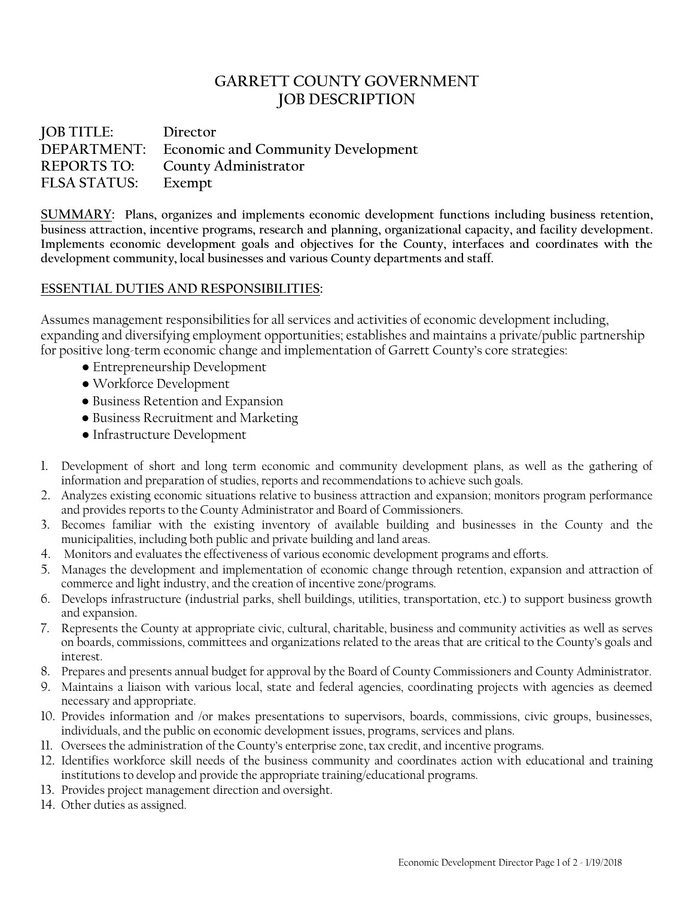# GARRETT COUNTY GOVERNMENT
# JOB DESCRIPTION

**JOB TITLE:** Director
**DEPARTMENT:** Economic and Community Development
**REPORTS TO:** County Administrator
**FLSA STATUS:** Exempt

**SUMMARY: Plans, organizes and implements economic development functions including business retention, business attraction, incentive programs, research and planning, organizational capacity, and facility development. Implements economic development goals and objectives for the County, interfaces and coordinates with the development community, local businesses and various County departments and staff.**

## ESSENTIAL DUTIES AND RESPONSIBILITIES:

Assumes management responsibilities for all services and activities of economic development including, expanding and diversifying employment opportunities; establishes and maintains a private/public partnership for positive long-term economic change and implementation of Garrett County's core strategies:

- Entrepreneurship Development
- Workforce Development
- Business Retention and Expansion
- Business Recruitment and Marketing
- Infrastructure Development

1. Development of short and long term economic and community development plans, as well as the gathering of information and preparation of studies, reports and recommendations to achieve such goals.
2. Analyzes existing economic situations relative to business attraction and expansion; monitors program performance and provides reports to the County Administrator and Board of Commissioners.
3. Becomes familiar with the existing inventory of available building and businesses in the County and the municipalities, including both public and private building and land areas.
4. Monitors and evaluates the effectiveness of various economic development programs and efforts.
5. Manages the development and implementation of economic change through retention, expansion and attraction of commerce and light industry, and the creation of incentive zone/programs.
6. Develops infrastructure (industrial parks, shell buildings, utilities, transportation, etc.) to support business growth and expansion.
7. Represents the County at appropriate civic, cultural, charitable, business and community activities as well as serves on boards, commissions, committees and organizations related to the areas that are critical to the County's goals and interest.
8. Prepares and presents annual budget for approval by the Board of County Commissioners and County Administrator.
9. Maintains a liaison with various local, state and federal agencies, coordinating projects with agencies as deemed necessary and appropriate.
10. Provides information and /or makes presentations to supervisors, boards, commissions, civic groups, businesses, individuals, and the public on economic development issues, programs, services and plans.
11. Oversees the administration of the County's enterprise zone, tax credit, and incentive programs.
12. Identifies workforce skill needs of the business community and coordinates action with educational and training institutions to develop and provide the appropriate training/educational programs.
13. Provides project management direction and oversight.
14. Other duties as assigned.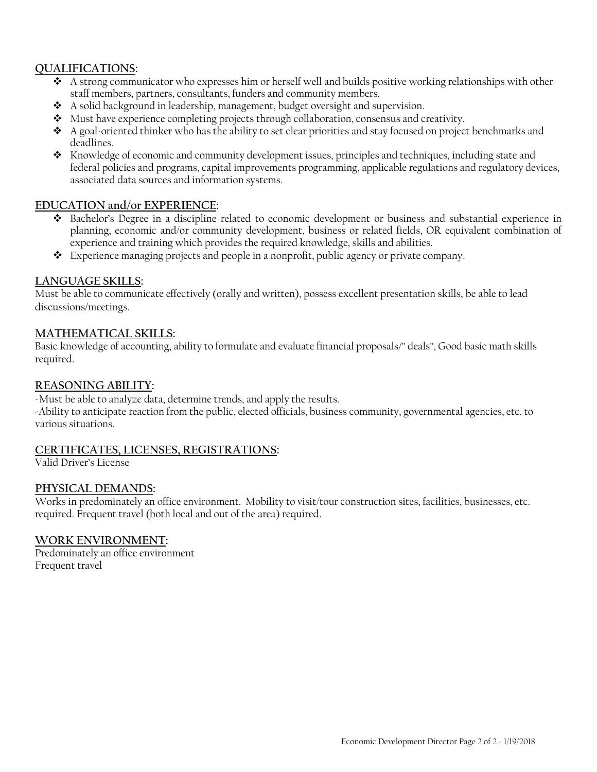## QUALIFICATIONS:

- A strong communicator who expresses him or herself well and builds positive working relationships with other staff members, partners, consultants, funders and community members.
- A solid background in leadership, management, budget oversight and supervision.
- Must have experience completing projects through collaboration, consensus and creativity.
- A goal-oriented thinker who has the ability to set clear priorities and stay focused on project benchmarks and deadlines.
- Knowledge of economic and community development issues, principles and techniques, including state and federal policies and programs, capital improvements programming, applicable regulations and regulatory devices, associated data sources and information systems.

## EDUCATION and/or EXPERIENCE:

- Bachelor's Degree in a discipline related to economic development or business and substantial experience in planning, economic and/or community development, business or related fields, OR equivalent combination of experience and training which provides the required knowledge, skills and abilities.
- Experience managing projects and people in a nonprofit, public agency or private company.

## LANGUAGE SKILLS:

Must be able to communicate effectively (orally and written), possess excellent presentation skills, be able to lead discussions/meetings.

## MATHEMATICAL SKILLS:

Basic knowledge of accounting, ability to formulate and evaluate financial proposals/" deals", Good basic math skills required.

## REASONING ABILITY:

-Must be able to analyze data, determine trends, and apply the results.
-Ability to anticipate reaction from the public, elected officials, business community, governmental agencies, etc. to various situations.

## CERTIFICATES, LICENSES, REGISTRATIONS:

Valid Driver's License

## PHYSICAL DEMANDS:

Works in predominately an office environment. Mobility to visit/tour construction sites, facilities, businesses, etc. required. Frequent travel (both local and out of the area) required.

## WORK ENVIRONMENT:

Predominately an office environment
Frequent travel